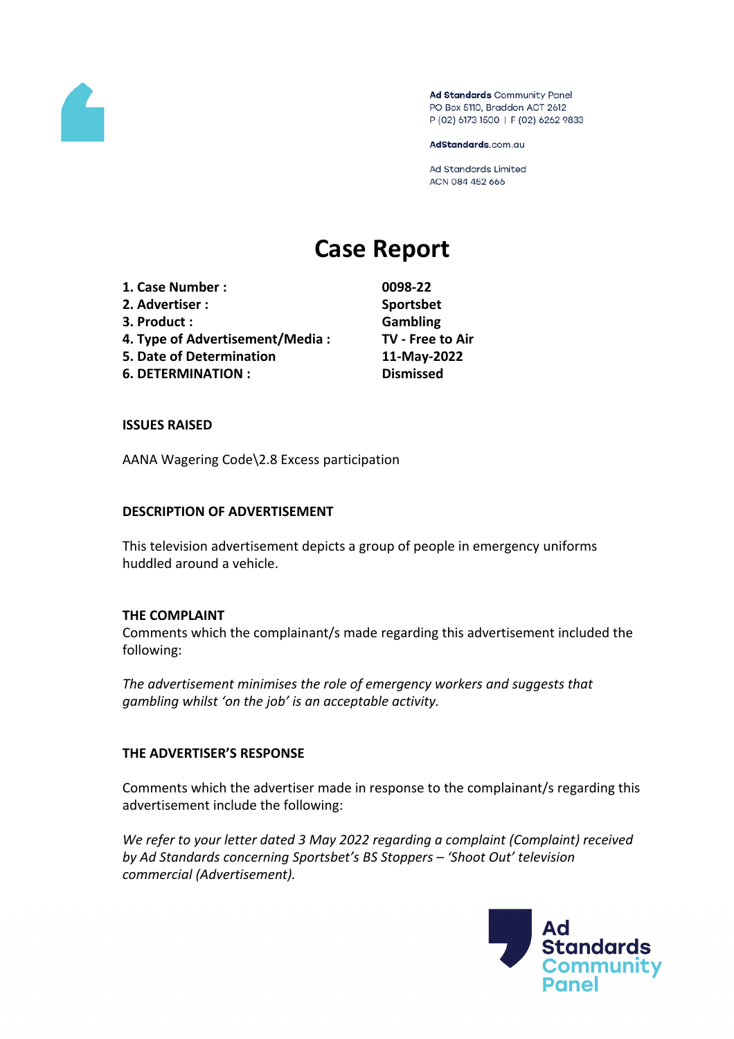Ad Standards Community Panel
PO Box 5110, Braddon ACT 2612
P (02) 6173 1500 | F (02) 6262 9833

AdStandards.com.au

Ad Standards Limited
ACN 084 452 666

# Case Report

| | |
|---|---|
| **1. Case Number :** | **0098-22** |
| **2. Advertiser :** | **Sportsbet** |
| **3. Product :** | **Gambling** |
| **4. Type of Advertisement/Media :** | **TV - Free to Air** |
| **5. Date of Determination** | **11-May-2022** |
| **6. DETERMINATION :** | **Dismissed** |

**ISSUES RAISED**

AANA Wagering Code\2.8 Excess participation

**DESCRIPTION OF ADVERTISEMENT**

This television advertisement depicts a group of people in emergency uniforms huddled around a vehicle.

**THE COMPLAINT**

Comments which the complainant/s made regarding this advertisement included the following:

*The advertisement minimises the role of emergency workers and suggests that gambling whilst 'on the job' is an acceptable activity.*

**THE ADVERTISER'S RESPONSE**

Comments which the advertiser made in response to the complainant/s regarding this advertisement include the following:

*We refer to your letter dated 3 May 2022 regarding a complaint (Complaint) received by Ad Standards concerning Sportsbet's BS Stoppers – 'Shoot Out' television commercial (Advertisement).*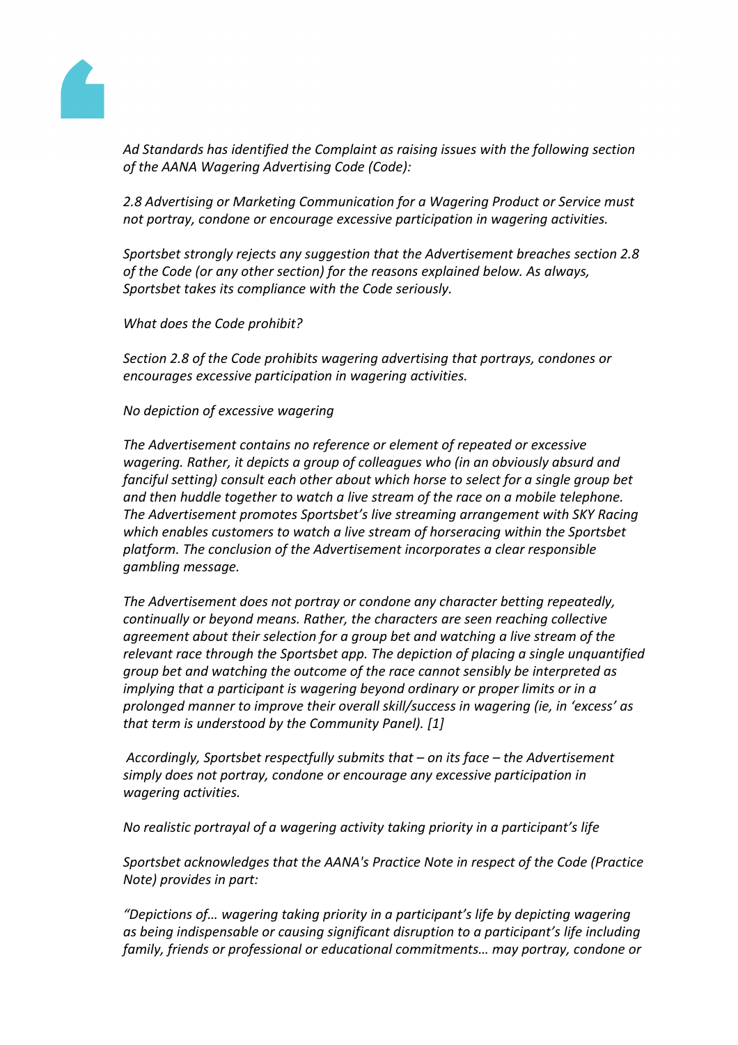*Ad Standards has identified the Complaint as raising issues with the following section of the AANA Wagering Advertising Code (Code):*

*2.8 Advertising or Marketing Communication for a Wagering Product or Service must not portray, condone or encourage excessive participation in wagering activities.*

*Sportsbet strongly rejects any suggestion that the Advertisement breaches section 2.8 of the Code (or any other section) for the reasons explained below. As always, Sportsbet takes its compliance with the Code seriously.*

*What does the Code prohibit?*

*Section 2.8 of the Code prohibits wagering advertising that portrays, condones or encourages excessive participation in wagering activities.*

*No depiction of excessive wagering*

*The Advertisement contains no reference or element of repeated or excessive wagering. Rather, it depicts a group of colleagues who (in an obviously absurd and fanciful setting) consult each other about which horse to select for a single group bet and then huddle together to watch a live stream of the race on a mobile telephone. The Advertisement promotes Sportsbet's live streaming arrangement with SKY Racing which enables customers to watch a live stream of horseracing within the Sportsbet platform. The conclusion of the Advertisement incorporates a clear responsible gambling message.*

*The Advertisement does not portray or condone any character betting repeatedly, continually or beyond means. Rather, the characters are seen reaching collective agreement about their selection for a group bet and watching a live stream of the relevant race through the Sportsbet app. The depiction of placing a single unquantified group bet and watching the outcome of the race cannot sensibly be interpreted as implying that a participant is wagering beyond ordinary or proper limits or in a prolonged manner to improve their overall skill/success in wagering (ie, in 'excess' as that term is understood by the Community Panel). [1]*

*Accordingly, Sportsbet respectfully submits that – on its face – the Advertisement simply does not portray, condone or encourage any excessive participation in wagering activities.*

*No realistic portrayal of a wagering activity taking priority in a participant's life*

*Sportsbet acknowledges that the AANA's Practice Note in respect of the Code (Practice Note) provides in part:*

*"Depictions of… wagering taking priority in a participant's life by depicting wagering as being indispensable or causing significant disruption to a participant's life including family, friends or professional or educational commitments… may portray, condone or*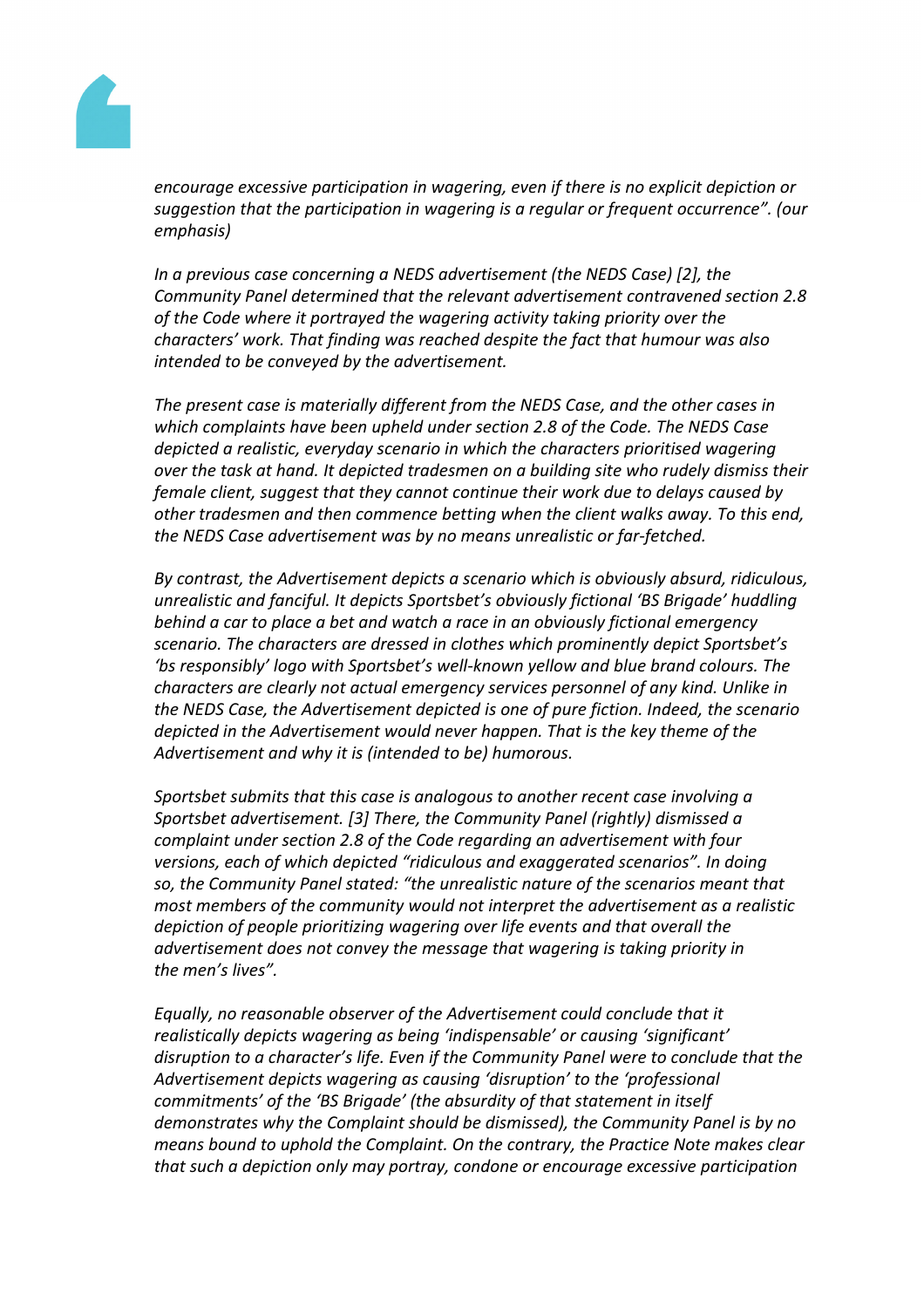*encourage excessive participation in wagering, even if there is no explicit depiction or suggestion that the participation in wagering is a regular or frequent occurrence". (our emphasis)*

*In a previous case concerning a NEDS advertisement (the NEDS Case) [2], the Community Panel determined that the relevant advertisement contravened section 2.8 of the Code where it portrayed the wagering activity taking priority over the characters' work. That finding was reached despite the fact that humour was also intended to be conveyed by the advertisement.*

*The present case is materially different from the NEDS Case, and the other cases in which complaints have been upheld under section 2.8 of the Code. The NEDS Case depicted a realistic, everyday scenario in which the characters prioritised wagering over the task at hand. It depicted tradesmen on a building site who rudely dismiss their female client, suggest that they cannot continue their work due to delays caused by other tradesmen and then commence betting when the client walks away. To this end, the NEDS Case advertisement was by no means unrealistic or far-fetched.*

*By contrast, the Advertisement depicts a scenario which is obviously absurd, ridiculous, unrealistic and fanciful. It depicts Sportsbet's obviously fictional 'BS Brigade' huddling behind a car to place a bet and watch a race in an obviously fictional emergency scenario. The characters are dressed in clothes which prominently depict Sportsbet's 'bs responsibly' logo with Sportsbet's well-known yellow and blue brand colours. The characters are clearly not actual emergency services personnel of any kind. Unlike in the NEDS Case, the Advertisement depicted is one of pure fiction. Indeed, the scenario depicted in the Advertisement would never happen. That is the key theme of the Advertisement and why it is (intended to be) humorous.*

*Sportsbet submits that this case is analogous to another recent case involving a Sportsbet advertisement. [3] There, the Community Panel (rightly) dismissed a complaint under section 2.8 of the Code regarding an advertisement with four versions, each of which depicted "ridiculous and exaggerated scenarios". In doing so, the Community Panel stated: "the unrealistic nature of the scenarios meant that most members of the community would not interpret the advertisement as a realistic depiction of people prioritizing wagering over life events and that overall the advertisement does not convey the message that wagering is taking priority in the men's lives".*

*Equally, no reasonable observer of the Advertisement could conclude that it realistically depicts wagering as being 'indispensable' or causing 'significant' disruption to a character's life. Even if the Community Panel were to conclude that the Advertisement depicts wagering as causing 'disruption' to the 'professional commitments' of the 'BS Brigade' (the absurdity of that statement in itself demonstrates why the Complaint should be dismissed), the Community Panel is by no means bound to uphold the Complaint. On the contrary, the Practice Note makes clear that such a depiction only may portray, condone or encourage excessive participation*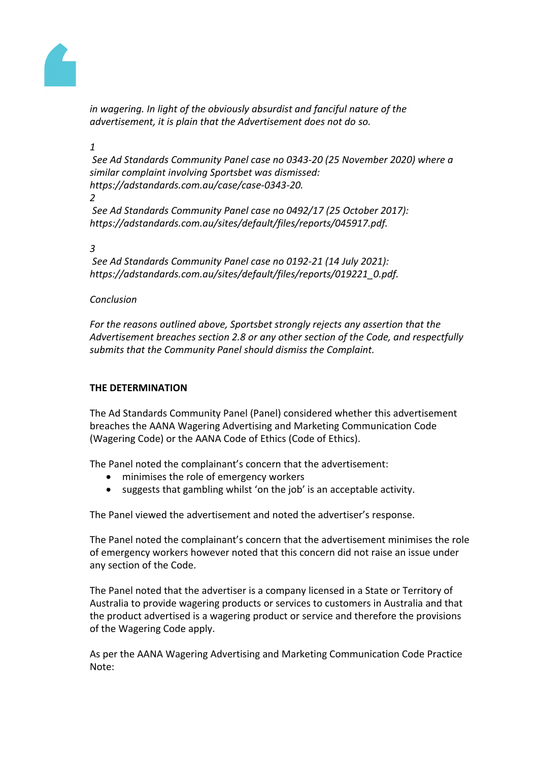*in wagering. In light of the obviously absurdist and fanciful nature of the advertisement, it is plain that the Advertisement does not do so.*

*1*
*See Ad Standards Community Panel case no 0343-20 (25 November 2020) where a similar complaint involving Sportsbet was dismissed: https://adstandards.com.au/case/case-0343-20.*
*2*
*See Ad Standards Community Panel case no 0492/17 (25 October 2017): https://adstandards.com.au/sites/default/files/reports/045917.pdf.*

*3*
*See Ad Standards Community Panel case no 0192-21 (14 July 2021): https://adstandards.com.au/sites/default/files/reports/019221_0.pdf.*

*Conclusion*

*For the reasons outlined above, Sportsbet strongly rejects any assertion that the Advertisement breaches section 2.8 or any other section of the Code, and respectfully submits that the Community Panel should dismiss the Complaint.*

**THE DETERMINATION**

The Ad Standards Community Panel (Panel) considered whether this advertisement breaches the AANA Wagering Advertising and Marketing Communication Code (Wagering Code) or the AANA Code of Ethics (Code of Ethics).

The Panel noted the complainant's concern that the advertisement:

- minimises the role of emergency workers
- suggests that gambling whilst 'on the job' is an acceptable activity.

The Panel viewed the advertisement and noted the advertiser's response.

The Panel noted the complainant's concern that the advertisement minimises the role of emergency workers however noted that this concern did not raise an issue under any section of the Code.

The Panel noted that the advertiser is a company licensed in a State or Territory of Australia to provide wagering products or services to customers in Australia and that the product advertised is a wagering product or service and therefore the provisions of the Wagering Code apply.

As per the AANA Wagering Advertising and Marketing Communication Code Practice Note: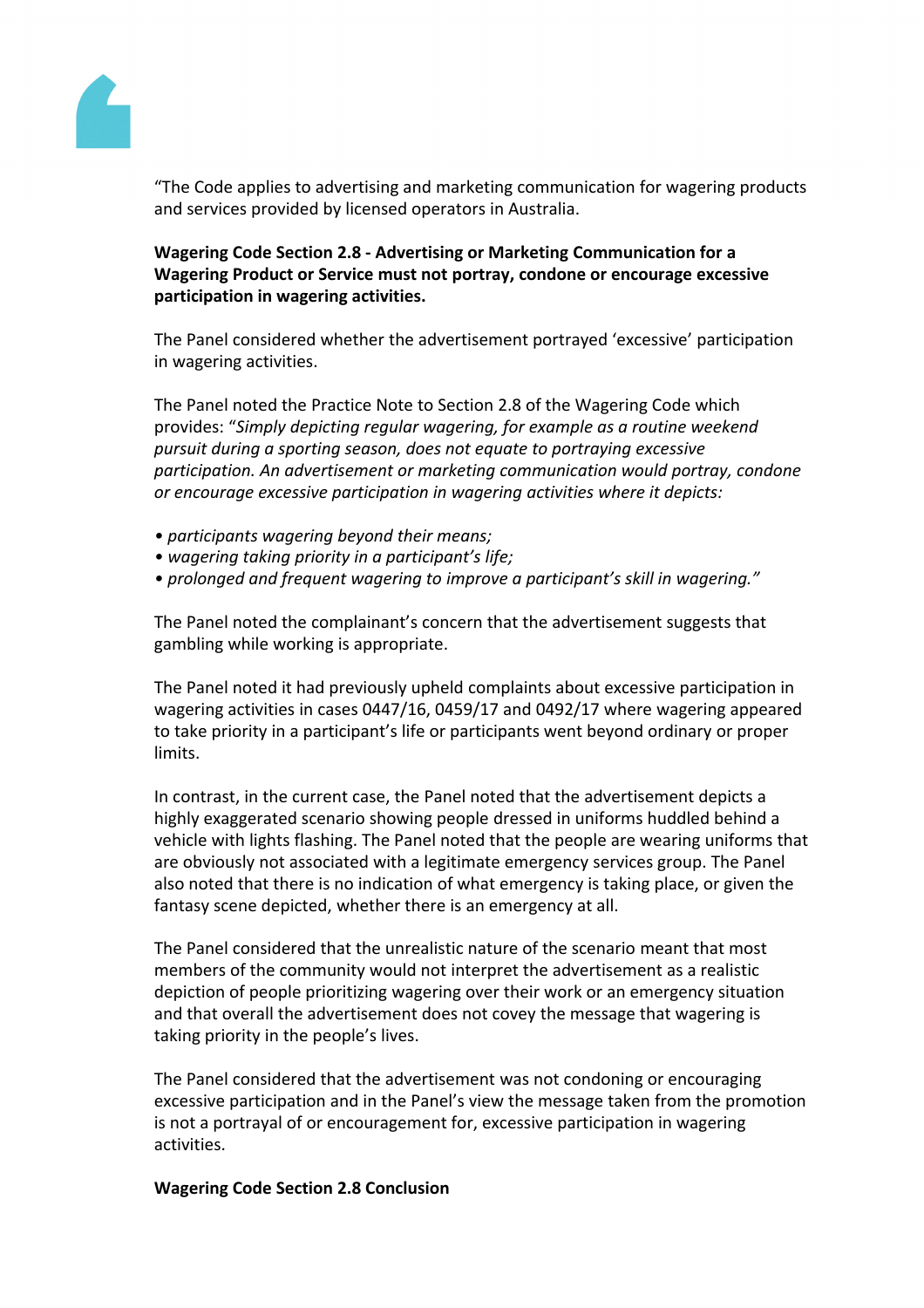"The Code applies to advertising and marketing communication for wagering products and services provided by licensed operators in Australia.

**Wagering Code Section 2.8 - Advertising or Marketing Communication for a Wagering Product or Service must not portray, condone or encourage excessive participation in wagering activities.**

The Panel considered whether the advertisement portrayed 'excessive' participation in wagering activities.

The Panel noted the Practice Note to Section 2.8 of the Wagering Code which provides: "*Simply depicting regular wagering, for example as a routine weekend pursuit during a sporting season, does not equate to portraying excessive participation. An advertisement or marketing communication would portray, condone or encourage excessive participation in wagering activities where it depicts:*

- *participants wagering beyond their means;*
- *wagering taking priority in a participant's life;*
- *prolonged and frequent wagering to improve a participant's skill in wagering."*

The Panel noted the complainant's concern that the advertisement suggests that gambling while working is appropriate.

The Panel noted it had previously upheld complaints about excessive participation in wagering activities in cases 0447/16, 0459/17 and 0492/17 where wagering appeared to take priority in a participant's life or participants went beyond ordinary or proper limits.

In contrast, in the current case, the Panel noted that the advertisement depicts a highly exaggerated scenario showing people dressed in uniforms huddled behind a vehicle with lights flashing. The Panel noted that the people are wearing uniforms that are obviously not associated with a legitimate emergency services group. The Panel also noted that there is no indication of what emergency is taking place, or given the fantasy scene depicted, whether there is an emergency at all.

The Panel considered that the unrealistic nature of the scenario meant that most members of the community would not interpret the advertisement as a realistic depiction of people prioritizing wagering over their work or an emergency situation and that overall the advertisement does not covey the message that wagering is taking priority in the people's lives.

The Panel considered that the advertisement was not condoning or encouraging excessive participation and in the Panel's view the message taken from the promotion is not a portrayal of or encouragement for, excessive participation in wagering activities.

**Wagering Code Section 2.8 Conclusion**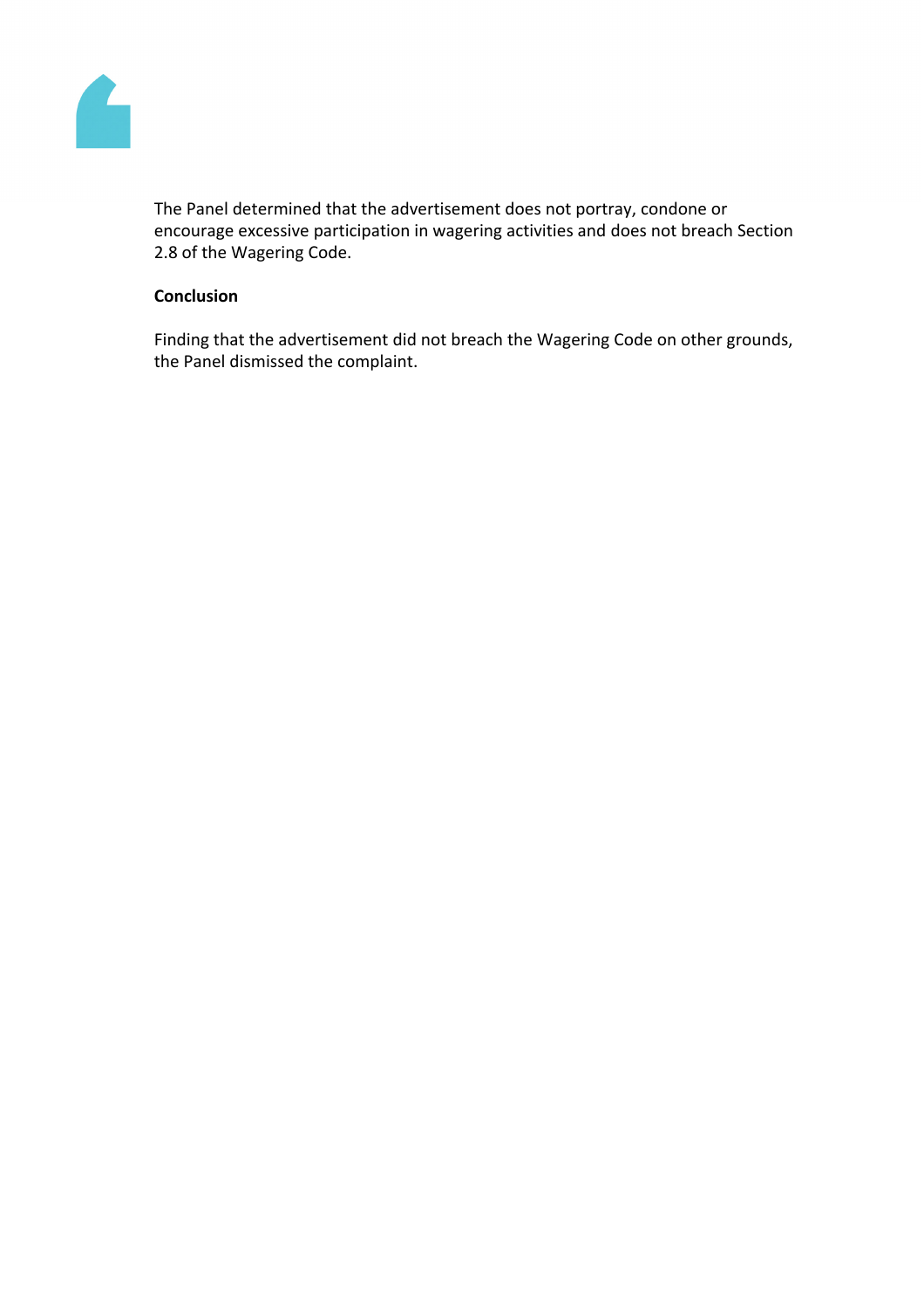The Panel determined that the advertisement does not portray, condone or encourage excessive participation in wagering activities and does not breach Section 2.8 of the Wagering Code.

**Conclusion**

Finding that the advertisement did not breach the Wagering Code on other grounds, the Panel dismissed the complaint.